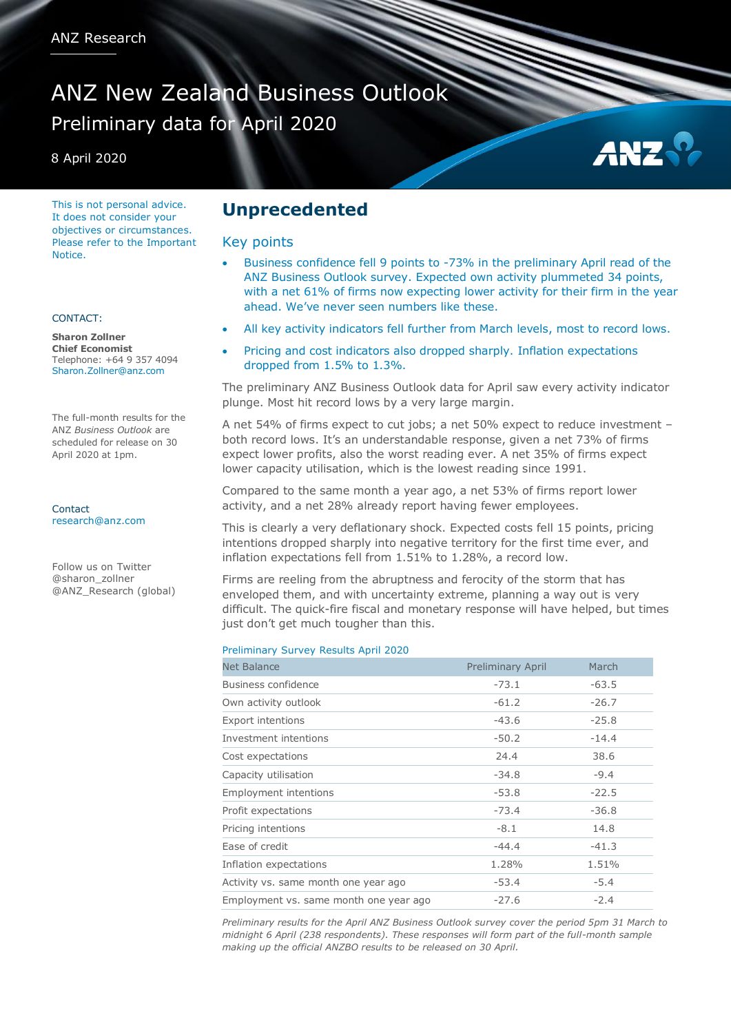ANZ Research

# ANZ New Zealand Business Outlook

## Preliminary data for April 2020

8 April 2020

This is not personal advice. It does not consider your objectives or circumstances. Please refer to the Important Notice.

CONTACT:

**Sharon Zollner**
**Chief Economist**
Telephone: +64 9 357 4094
Sharon.Zollner@anz.com

The full-month results for the ANZ *Business Outlook* are scheduled for release on 30 April 2020 at 1pm.

Contact
research@anz.com

Follow us on Twitter
@sharon_zollner
@ANZ_Research (global)

## Unprecedented

### Key points

- Business confidence fell 9 points to -73% in the preliminary April read of the ANZ Business Outlook survey. Expected own activity plummeted 34 points, with a net 61% of firms now expecting lower activity for their firm in the year ahead. We've never seen numbers like these.
- All key activity indicators fell further from March levels, most to record lows.
- Pricing and cost indicators also dropped sharply. Inflation expectations dropped from 1.5% to 1.3%.

The preliminary ANZ Business Outlook data for April saw every activity indicator plunge. Most hit record lows by a very large margin.

A net 54% of firms expect to cut jobs; a net 50% expect to reduce investment – both record lows. It's an understandable response, given a net 73% of firms expect lower profits, also the worst reading ever. A net 35% of firms expect lower capacity utilisation, which is the lowest reading since 1991.

Compared to the same month a year ago, a net 53% of firms report lower activity, and a net 28% already report having fewer employees.

This is clearly a very deflationary shock. Expected costs fell 15 points, pricing intentions dropped sharply into negative territory for the first time ever, and inflation expectations fell from 1.51% to 1.28%, a record low.

Firms are reeling from the abruptness and ferocity of the storm that has enveloped them, and with uncertainty extreme, planning a way out is very difficult. The quick-fire fiscal and monetary response will have helped, but times just don't get much tougher than this.

Preliminary Survey Results April 2020

| Net Balance | Preliminary April | March |
|---|---|---|
| Business confidence | -73.1 | -63.5 |
| Own activity outlook | -61.2 | -26.7 |
| Export intentions | -43.6 | -25.8 |
| Investment intentions | -50.2 | -14.4 |
| Cost expectations | 24.4 | 38.6 |
| Capacity utilisation | -34.8 | -9.4 |
| Employment intentions | -53.8 | -22.5 |
| Profit expectations | -73.4 | -36.8 |
| Pricing intentions | -8.1 | 14.8 |
| Ease of credit | -44.4 | -41.3 |
| Inflation expectations | 1.28% | 1.51% |
| Activity vs. same month one year ago | -53.4 | -5.4 |
| Employment vs. same month one year ago | -27.6 | -2.4 |

*Preliminary results for the April ANZ Business Outlook survey cover the period 5pm 31 March to midnight 6 April (238 respondents). These responses will form part of the full-month sample making up the official ANZBO results to be released on 30 April.*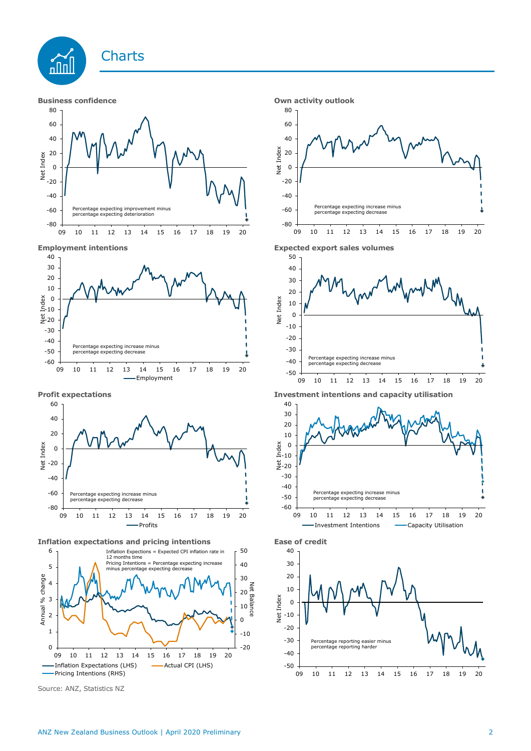# Charts

**Business confidence**

Percentage expecting improvement minus percentage expecting deterioration

**Own activity outlook**

Percentage expecting increase minus percentage expecting decrease

**Employment intentions**

Percentage expecting increase minus percentage expecting decrease

**Expected export sales volumes**

Percentage expecting increase minus percentage expecting decrease

**Profit expectations**

Percentage expecting increase minus percentage expecting decrease

**Investment intentions and capacity utilisation**

Percentage expecting increase minus percentage expecting decrease

**Inflation expectations and pricing intentions**

Inflation Expectations = Expected CPI inflation rate in 12 months time

Pricing Intentions = Percentage expecting increase minus percentage expecting decrease

**Ease of credit**

Percentage reporting easier minus percentage reporting harder

Source: ANZ, Statistics NZ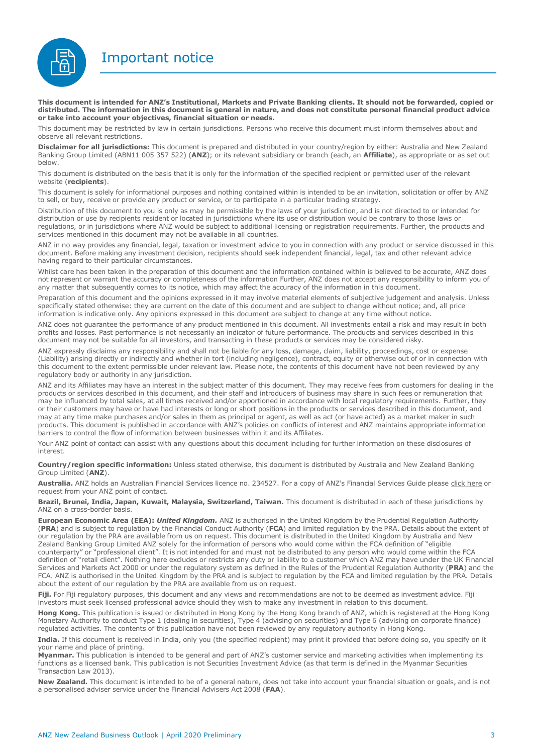# Important notice

**This document is intended for ANZ's Institutional, Markets and Private Banking clients. It should not be forwarded, copied or distributed. The information in this document is general in nature, and does not constitute personal financial product advice or take into account your objectives, financial situation or needs.**

This document may be restricted by law in certain jurisdictions. Persons who receive this document must inform themselves about and observe all relevant restrictions.

**Disclaimer for all jurisdictions:** This document is prepared and distributed in your country/region by either: Australia and New Zealand Banking Group Limited (ABN11 005 357 522) (**ANZ**); or its relevant subsidiary or branch (each, an **Affiliate**), as appropriate or as set out below.

This document is distributed on the basis that it is only for the information of the specified recipient or permitted user of the relevant website (**recipients**).

This document is solely for informational purposes and nothing contained within is intended to be an invitation, solicitation or offer by ANZ to sell, or buy, receive or provide any product or service, or to participate in a particular trading strategy.

Distribution of this document to you is only as may be permissible by the laws of your jurisdiction, and is not directed to or intended for distribution or use by recipients resident or located in jurisdictions where its use or distribution would be contrary to those laws or regulations, or in jurisdictions where ANZ would be subject to additional licensing or registration requirements. Further, the products and services mentioned in this document may not be available in all countries.

ANZ in no way provides any financial, legal, taxation or investment advice to you in connection with any product or service discussed in this document. Before making any investment decision, recipients should seek independent financial, legal, tax and other relevant advice having regard to their particular circumstances.

Whilst care has been taken in the preparation of this document and the information contained within is believed to be accurate, ANZ does not represent or warrant the accuracy or completeness of the information Further, ANZ does not accept any responsibility to inform you of any matter that subsequently comes to its notice, which may affect the accuracy of the information in this document.

Preparation of this document and the opinions expressed in it may involve material elements of subjective judgement and analysis. Unless specifically stated otherwise: they are current on the date of this document and are subject to change without notice; and, all price information is indicative only. Any opinions expressed in this document are subject to change at any time without notice.

ANZ does not guarantee the performance of any product mentioned in this document. All investments entail a risk and may result in both profits and losses. Past performance is not necessarily an indicator of future performance. The products and services described in this document may not be suitable for all investors, and transacting in these products or services may be considered risky.

ANZ expressly disclaims any responsibility and shall not be liable for any loss, damage, claim, liability, proceedings, cost or expense (Liability) arising directly or indirectly and whether in tort (including negligence), contract, equity or otherwise out of or in connection with this document to the extent permissible under relevant law. Please note, the contents of this document have not been reviewed by any regulatory body or authority in any jurisdiction.

ANZ and its Affiliates may have an interest in the subject matter of this document. They may receive fees from customers for dealing in the products or services described in this document, and their staff and introducers of business may share in such fees or remuneration that may be influenced by total sales, at all times received and/or apportioned in accordance with local regulatory requirements. Further, they or their customers may have or have had interests or long or short positions in the products or services described in this document, and may at any time make purchases and/or sales in them as principal or agent, as well as act (or have acted) as a market maker in such products. This document is published in accordance with ANZ's policies on conflicts of interest and ANZ maintains appropriate information barriers to control the flow of information between businesses within it and its Affiliates.

Your ANZ point of contact can assist with any questions about this document including for further information on these disclosures of interest.

**Country/region specific information:** Unless stated otherwise, this document is distributed by Australia and New Zealand Banking Group Limited (**ANZ**).

**Australia.** ANZ holds an Australian Financial Services licence no. 234527. For a copy of ANZ's Financial Services Guide please click here or request from your ANZ point of contact.

**Brazil, Brunei, India, Japan, Kuwait, Malaysia, Switzerland, Taiwan.** This document is distributed in each of these jurisdictions by ANZ on a cross-border basis.

**European Economic Area (EEA):** ***United Kingdom.*** ANZ is authorised in the United Kingdom by the Prudential Regulation Authority (**PRA**) and is subject to regulation by the Financial Conduct Authority (**FCA**) and limited regulation by the PRA. Details about the extent of our regulation by the PRA are available from us on request. This document is distributed in the United Kingdom by Australia and New Zealand Banking Group Limited ANZ solely for the information of persons who would come within the FCA definition of "eligible counterparty" or "professional client". It is not intended for and must not be distributed to any person who would come within the FCA definition of "retail client". Nothing here excludes or restricts any duty or liability to a customer which ANZ may have under the UK Financial Services and Markets Act 2000 or under the regulatory system as defined in the Rules of the Prudential Regulation Authority (**PRA**) and the FCA. ANZ is authorised in the United Kingdom by the PRA and is subject to regulation by the FCA and limited regulation by the PRA. Details about the extent of our regulation by the PRA are available from us on request.

**Fiji.** For Fiji regulatory purposes, this document and any views and recommendations are not to be deemed as investment advice. Fiji investors must seek licensed professional advice should they wish to make any investment in relation to this document.

**Hong Kong.** This publication is issued or distributed in Hong Kong by the Hong Kong branch of ANZ, which is registered at the Hong Kong Monetary Authority to conduct Type 1 (dealing in securities), Type 4 (advising on securities) and Type 6 (advising on corporate finance) regulated activities. The contents of this publication have not been reviewed by any regulatory authority in Hong Kong.

**India.** If this document is received in India, only you (the specified recipient) may print it provided that before doing so, you specify on it your name and place of printing.

**Myanmar.** This publication is intended to be general and part of ANZ's customer service and marketing activities when implementing its functions as a licensed bank. This publication is not Securities Investment Advice (as that term is defined in the Myanmar Securities Transaction Law 2013).

**New Zealand.** This document is intended to be of a general nature, does not take into account your financial situation or goals, and is not a personalised adviser service under the Financial Advisers Act 2008 (**FAA**).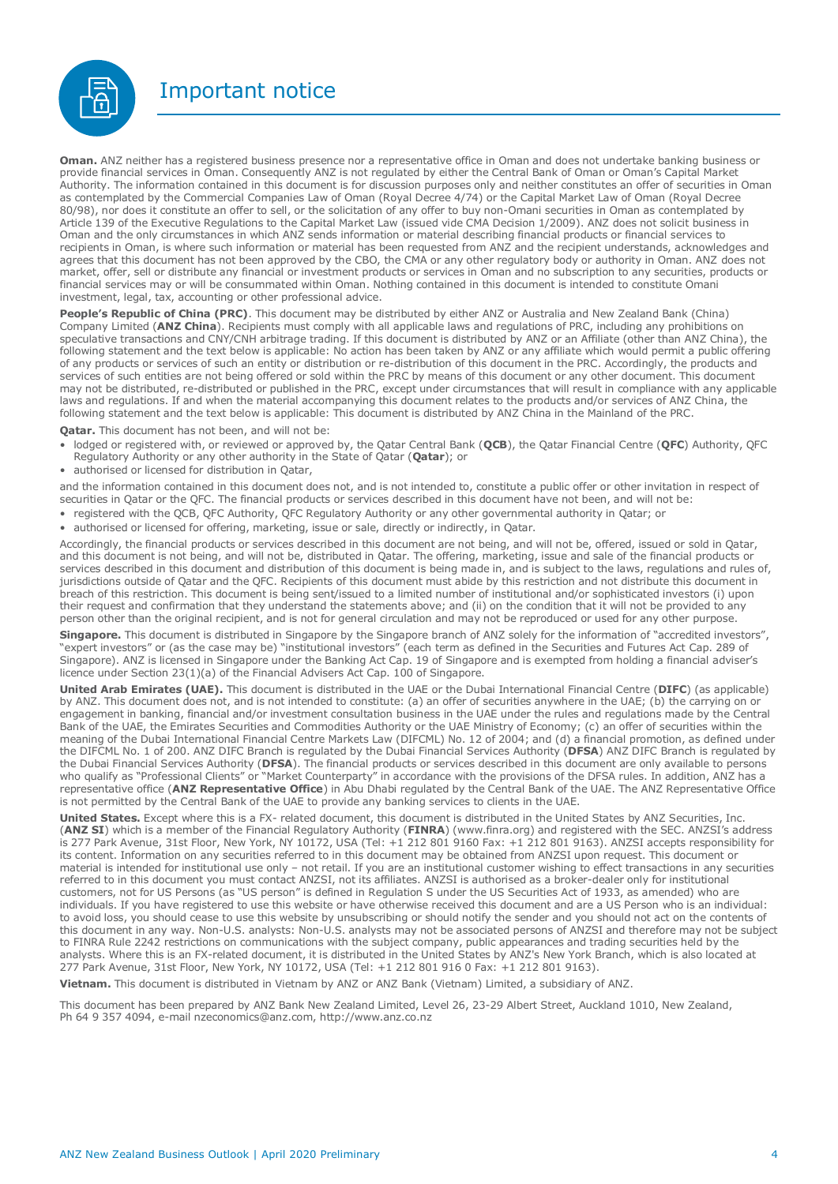# Important notice

**Oman.** ANZ neither has a registered business presence nor a representative office in Oman and does not undertake banking business or provide financial services in Oman. Consequently ANZ is not regulated by either the Central Bank of Oman or Oman's Capital Market Authority. The information contained in this document is for discussion purposes only and neither constitutes an offer of securities in Oman as contemplated by the Commercial Companies Law of Oman (Royal Decree 4/74) or the Capital Market Law of Oman (Royal Decree 80/98), nor does it constitute an offer to sell, or the solicitation of any offer to buy non-Omani securities in Oman as contemplated by Article 139 of the Executive Regulations to the Capital Market Law (issued vide CMA Decision 1/2009). ANZ does not solicit business in Oman and the only circumstances in which ANZ sends information or material describing financial products or financial services to recipients in Oman, is where such information or material has been requested from ANZ and the recipient understands, acknowledges and agrees that this document has not been approved by the CBO, the CMA or any other regulatory body or authority in Oman. ANZ does not market, offer, sell or distribute any financial or investment products or services in Oman and no subscription to any securities, products or financial services may or will be consummated within Oman. Nothing contained in this document is intended to constitute Omani investment, legal, tax, accounting or other professional advice.

**People's Republic of China (PRC)**. This document may be distributed by either ANZ or Australia and New Zealand Bank (China) Company Limited (**ANZ China**). Recipients must comply with all applicable laws and regulations of PRC, including any prohibitions on speculative transactions and CNY/CNH arbitrage trading. If this document is distributed by ANZ or an Affiliate (other than ANZ China), the following statement and the text below is applicable: No action has been taken by ANZ or any affiliate which would permit a public offering of any products or services of such an entity or distribution or re-distribution of this document in the PRC. Accordingly, the products and services of such entities are not being offered or sold within the PRC by means of this document or any other document. This document may not be distributed, re-distributed or published in the PRC, except under circumstances that will result in compliance with any applicable laws and regulations. If and when the material accompanying this document relates to the products and/or services of ANZ China, the following statement and the text below is applicable: This document is distributed by ANZ China in the Mainland of the PRC.

**Qatar.** This document has not been, and will not be:

- lodged or registered with, or reviewed or approved by, the Qatar Central Bank (**QCB**), the Qatar Financial Centre (**QFC**) Authority, QFC Regulatory Authority or any other authority in the State of Qatar (**Qatar**); or
- authorised or licensed for distribution in Qatar,

and the information contained in this document does not, and is not intended to, constitute a public offer or other invitation in respect of securities in Qatar or the QFC. The financial products or services described in this document have not been, and will not be:

- registered with the QCB, QFC Authority, QFC Regulatory Authority or any other governmental authority in Qatar; or
- authorised or licensed for offering, marketing, issue or sale, directly or indirectly, in Qatar.

Accordingly, the financial products or services described in this document are not being, and will not be, offered, issued or sold in Qatar, and this document is not being, and will not be, distributed in Qatar. The offering, marketing, issue and sale of the financial products or services described in this document and distribution of this document is being made in, and is subject to the laws, regulations and rules of, jurisdictions outside of Qatar and the QFC. Recipients of this document must abide by this restriction and not distribute this document in breach of this restriction. This document is being sent/issued to a limited number of institutional and/or sophisticated investors (i) upon their request and confirmation that they understand the statements above; and (ii) on the condition that it will not be provided to any person other than the original recipient, and is not for general circulation and may not be reproduced or used for any other purpose.

**Singapore.** This document is distributed in Singapore by the Singapore branch of ANZ solely for the information of "accredited investors", "expert investors" or (as the case may be) "institutional investors" (each term as defined in the Securities and Futures Act Cap. 289 of Singapore). ANZ is licensed in Singapore under the Banking Act Cap. 19 of Singapore and is exempted from holding a financial adviser's licence under Section 23(1)(a) of the Financial Advisers Act Cap. 100 of Singapore.

**United Arab Emirates (UAE).** This document is distributed in the UAE or the Dubai International Financial Centre (**DIFC**) (as applicable) by ANZ. This document does not, and is not intended to constitute: (a) an offer of securities anywhere in the UAE; (b) the carrying on or engagement in banking, financial and/or investment consultation business in the UAE under the rules and regulations made by the Central Bank of the UAE, the Emirates Securities and Commodities Authority or the UAE Ministry of Economy; (c) an offer of securities within the meaning of the Dubai International Financial Centre Markets Law (DIFCML) No. 12 of 2004; and (d) a financial promotion, as defined under the DIFCML No. 1 of 200. ANZ DIFC Branch is regulated by the Dubai Financial Services Authority (**DFSA**) ANZ DIFC Branch is regulated by the Dubai Financial Services Authority (**DFSA**). The financial products or services described in this document are only available to persons who qualify as "Professional Clients" or "Market Counterparty" in accordance with the provisions of the DFSA rules. In addition, ANZ has a representative office (**ANZ Representative Office**) in Abu Dhabi regulated by the Central Bank of the UAE. The ANZ Representative Office is not permitted by the Central Bank of the UAE to provide any banking services to clients in the UAE.

**United States.** Except where this is a FX- related document, this document is distributed in the United States by ANZ Securities, Inc. (**ANZ SI**) which is a member of the Financial Regulatory Authority (**FINRA**) (www.finra.org) and registered with the SEC. ANZSI's address is 277 Park Avenue, 31st Floor, New York, NY 10172, USA (Tel: +1 212 801 9160 Fax: +1 212 801 9163). ANZSI accepts responsibility for its content. Information on any securities referred to in this document may be obtained from ANZSI upon request. This document or material is intended for institutional use only – not retail. If you are an institutional customer wishing to effect transactions in any securities referred to in this document you must contact ANZSI, not its affiliates. ANZSI is authorised as a broker-dealer only for institutional customers, not for US Persons (as "US person" is defined in Regulation S under the US Securities Act of 1933, as amended) who are individuals. If you have registered to use this website or have otherwise received this document and are a US Person who is an individual: to avoid loss, you should cease to use this website by unsubscribing or should notify the sender and you should not act on the contents of this document in any way. Non-U.S. analysts: Non-U.S. analysts may not be associated persons of ANZSI and therefore may not be subject to FINRA Rule 2242 restrictions on communications with the subject company, public appearances and trading securities held by the analysts. Where this is an FX-related document, it is distributed in the United States by ANZ's New York Branch, which is also located at 277 Park Avenue, 31st Floor, New York, NY 10172, USA (Tel: +1 212 801 916 0 Fax: +1 212 801 9163).

**Vietnam.** This document is distributed in Vietnam by ANZ or ANZ Bank (Vietnam) Limited, a subsidiary of ANZ.

This document has been prepared by ANZ Bank New Zealand Limited, Level 26, 23-29 Albert Street, Auckland 1010, New Zealand, Ph 64 9 357 4094, e-mail nzeconomics@anz.com, http://www.anz.co.nz